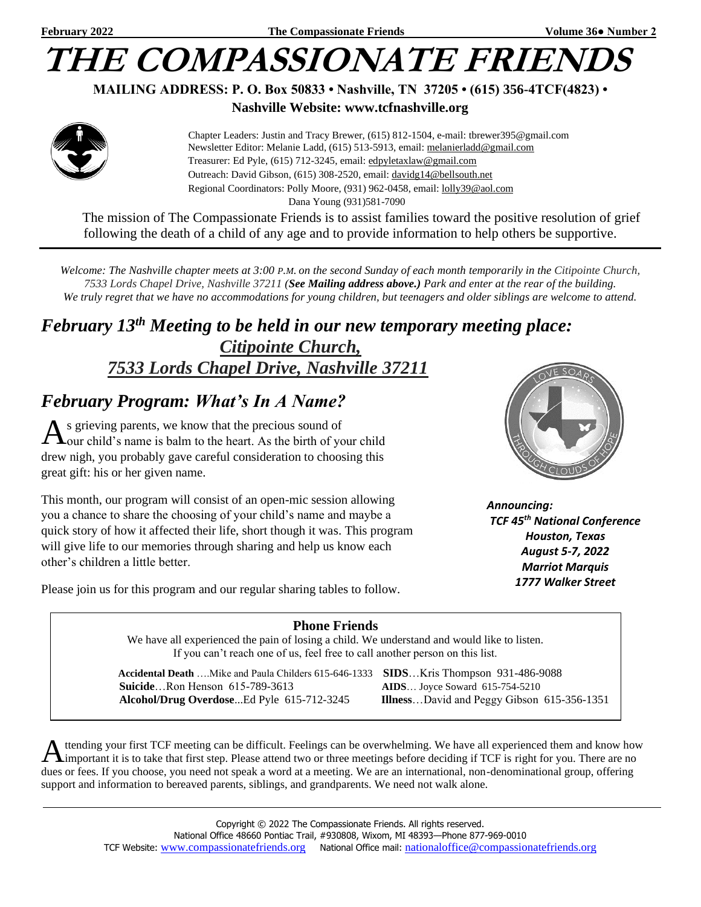# THE COMPASSIONATE FRIENDS

**MAILING ADDRESS: P. O. Box 50833 • Nashville, TN 37205 • (615) 356-4TCF(4823) •**

**Nashville Website: www.tcfnashville.org**

Chapter Leaders: Justin and Tracy Brewer, (615) 812-1504, e-mail: tbrewer395@gmail.com
Newsletter Editor: Melanie Ladd, (615) 513-5913, email: melanierladd@gmail.com
Treasurer: Ed Pyle, (615) 712-3245, email: edpyletaxlaw@gmail.com
Outreach: David Gibson, (615) 308-2520, email: davidg14@bellsouth.net
Regional Coordinators: Polly Moore, (931) 962-0458, email: lolly39@aol.com
Dana Young (931)581-7090

The mission of The Compassionate Friends is to assist families toward the positive resolution of grief following the death of a child of any age and to provide information to help others be supportive.

---

*Welcome: The Nashville chapter meets at 3:00 P.M. on the second Sunday of each month temporarily in the Citipointe Church, 7533 Lords Chapel Drive, Nashville 37211 (**See Mailing address above.**) Park and enter at the rear of the building. We truly regret that we have no accommodations for young children, but teenagers and older siblings are welcome to attend.*

## *February 13th Meeting to be held in our new temporary meeting place: Citipointe Church, 7533 Lords Chapel Drive, Nashville 37211*

## *February Program: What's In A Name?*

As grieving parents, we know that the precious sound of your child's name is balm to the heart. As the birth of your child drew nigh, you probably gave careful consideration to choosing this great gift: his or her given name.

This month, our program will consist of an open-mic session allowing you a chance to share the choosing of your child's name and maybe a quick story of how it affected their life, short though it was. This program will give life to our memories through sharing and help us know each other's children a little better.

Please join us for this program and our regular sharing tables to follow.

LOVE SOARS THROUGH CLOUDS OF HOPE

***Announcing:***
***TCF 45th National Conference***
***Houston, Texas***
***August 5-7, 2022***
***Marriot Marquis***
***1777 Walker Street***

### Phone Friends

We have all experienced the pain of losing a child. We understand and would like to listen.
If you can't reach one of us, feel free to call another person on this list.

**Accidental Death** ….Mike and Paula Childers 615-646-1333
**Suicide**…Ron Henson 615-789-3613
**Alcohol/Drug Overdose**...Ed Pyle 615-712-3245
**SIDS**…Kris Thompson 931-486-9088
**AIDS**… Joyce Soward 615-754-5210
**Illness**…David and Peggy Gibson 615-356-1351

Attending your first TCF meeting can be difficult. Feelings can be overwhelming. We have all experienced them and know how important it is to take that first step. Please attend two or three meetings before deciding if TCF is right for you. There are no dues or fees. If you choose, you need not speak a word at a meeting. We are an international, non-denominational group, offering support and information to bereaved parents, siblings, and grandparents. We need not walk alone.

---

Copyright © 2022 The Compassionate Friends. All rights reserved.
National Office 48660 Pontiac Trail, #930808, Wixom, MI 48393—Phone 877-969-0010
TCF Website: www.compassionatefriends.org National Office mail: nationaloffice@compassionatefriends.org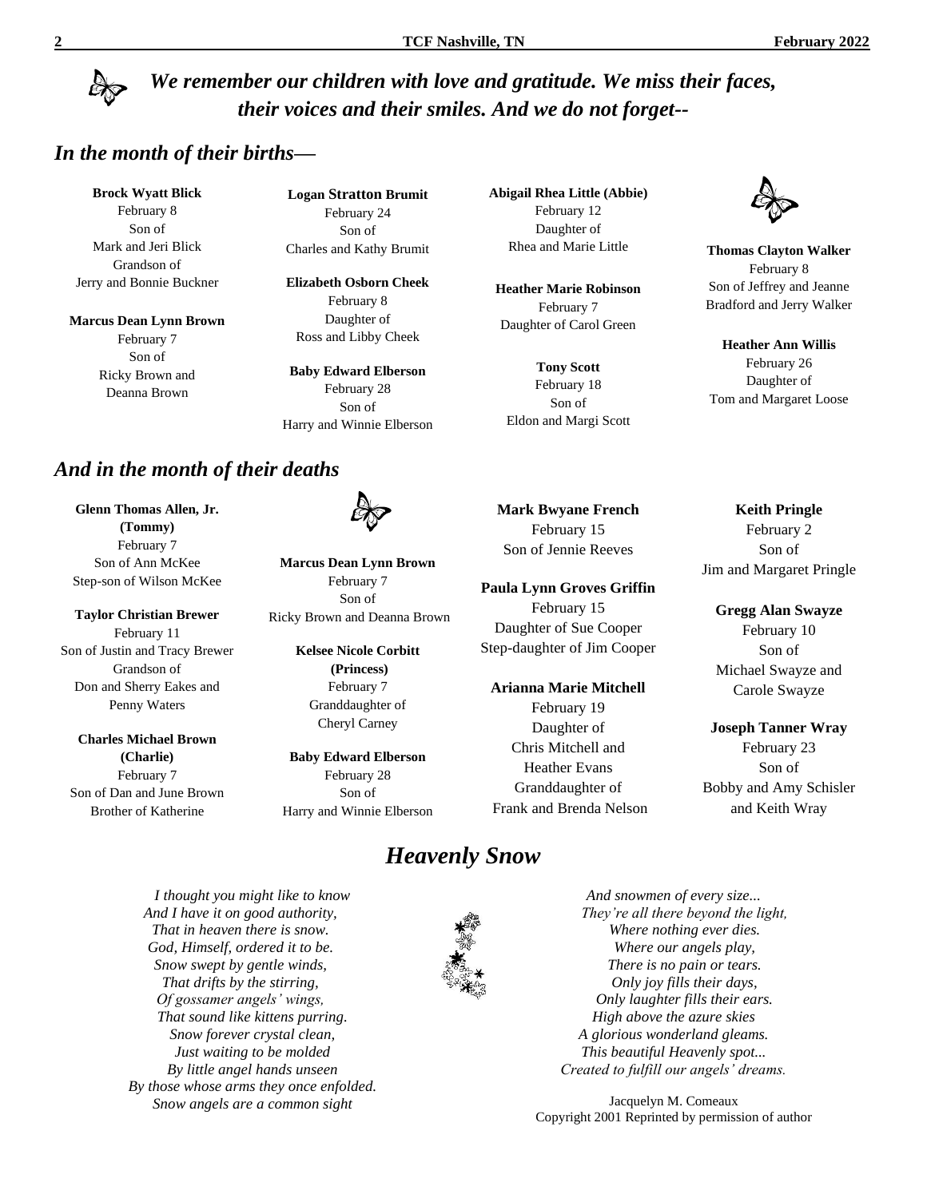***We remember our children with love and gratitude. We miss their faces, their voices and their smiles. And we do not forget--***

## *In the month of their births—*

**Brock Wyatt Blick**
February 8
Son of
Mark and Jeri Blick
Grandson of
Jerry and Bonnie Buckner

**Marcus Dean Lynn Brown**
February 7
Son of
Ricky Brown and
Deanna Brown

**Logan Stratton Brumit**
February 24
Son of
Charles and Kathy Brumit

**Elizabeth Osborn Cheek**
February 8
Daughter of
Ross and Libby Cheek

**Baby Edward Elberson**
February 28
Son of
Harry and Winnie Elberson

**Abigail Rhea Little (Abbie)**
February 12
Daughter of
Rhea and Marie Little

**Heather Marie Robinson**
February 7
Daughter of Carol Green

**Tony Scott**
February 18
Son of
Eldon and Margi Scott

**Thomas Clayton Walker**
February 8
Son of Jeffrey and Jeanne
Bradford and Jerry Walker

**Heather Ann Willis**
February 26
Daughter of
Tom and Margaret Loose

## *And in the month of their deaths*

**Glenn Thomas Allen, Jr. (Tommy)**
February 7
Son of Ann McKee
Step-son of Wilson McKee

**Taylor Christian Brewer**
February 11
Son of Justin and Tracy Brewer
Grandson of
Don and Sherry Eakes and
Penny Waters

**Charles Michael Brown (Charlie)**
February 7
Son of Dan and June Brown
Brother of Katherine

**Marcus Dean Lynn Brown**
February 7
Son of
Ricky Brown and Deanna Brown

**Kelsee Nicole Corbitt (Princess)**
February 7
Granddaughter of
Cheryl Carney

**Baby Edward Elberson**
February 28
Son of
Harry and Winnie Elberson

**Mark Bwyane French**
February 15
Son of Jennie Reeves

**Paula Lynn Groves Griffin**
February 15
Daughter of Sue Cooper
Step-daughter of Jim Cooper

**Arianna Marie Mitchell**
February 19
Daughter of
Chris Mitchell and
Heather Evans
Granddaughter of
Frank and Brenda Nelson

**Keith Pringle**
February 2
Son of
Jim and Margaret Pringle

**Gregg Alan Swayze**
February 10
Son of
Michael Swayze and
Carole Swayze

**Joseph Tanner Wray**
February 23
Son of
Bobby and Amy Schisler
and Keith Wray

# *Heavenly Snow*

*I thought you might like to know*
*And I have it on good authority,*
*That in heaven there is snow.*
*God, Himself, ordered it to be.*
*Snow swept by gentle winds,*
*That drifts by the stirring,*
*Of gossamer angels' wings,*
*That sound like kittens purring.*
*Snow forever crystal clean,*
*Just waiting to be molded*
*By little angel hands unseen*
*By those whose arms they once enfolded.*
*Snow angels are a common sight*
*And snowmen of every size...*
*They're all there beyond the light,*
*Where nothing ever dies.*
*Where our angels play,*
*There is no pain or tears.*
*Only joy fills their days,*
*Only laughter fills their ears.*
*High above the azure skies*
*A glorious wonderland gleams.*
*This beautiful Heavenly spot...*
*Created to fulfill our angels' dreams.*

Jacquelyn M. Comeaux
Copyright 2001 Reprinted by permission of author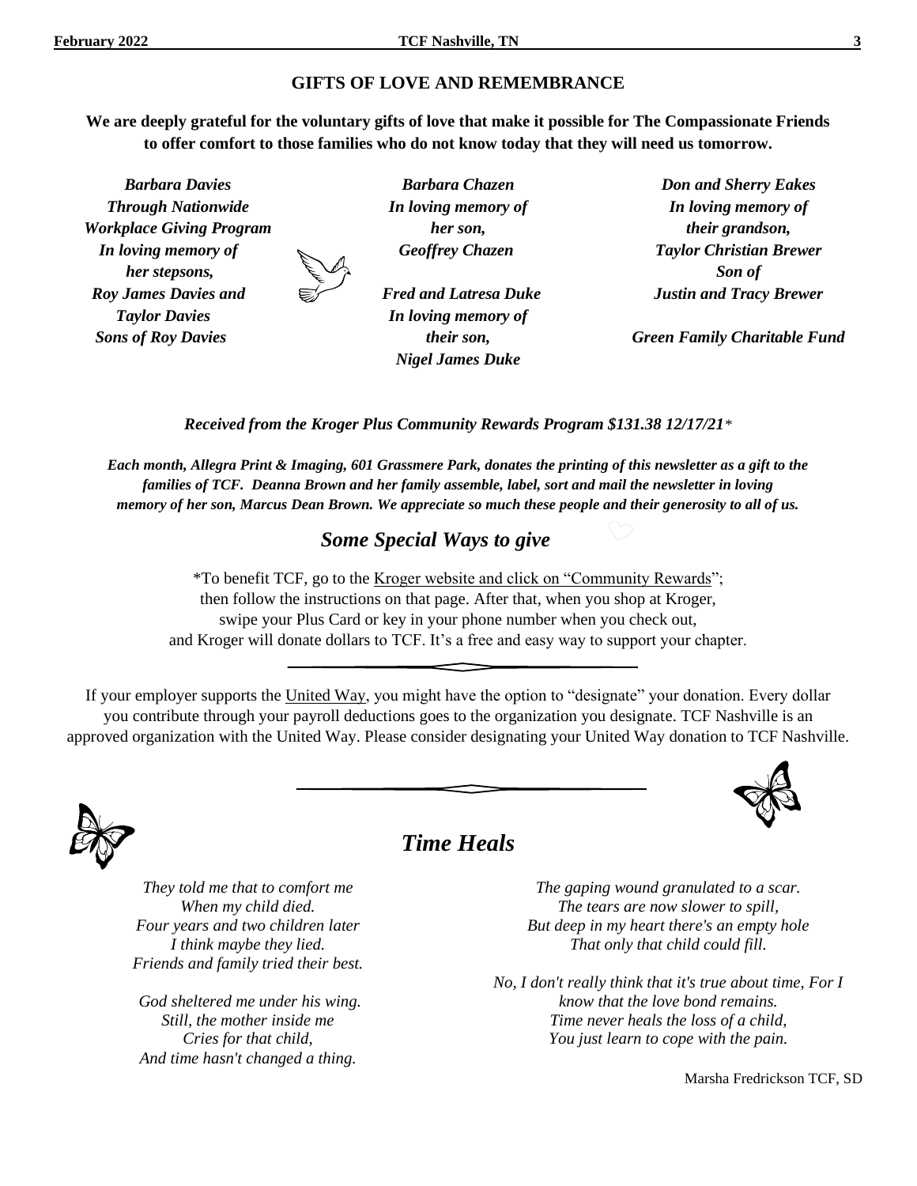## GIFTS OF LOVE AND REMEMBRANCE

**We are deeply grateful for the voluntary gifts of love that make it possible for The Compassionate Friends to offer comfort to those families who do not know today that they will need us tomorrow.**

***Barbara Davies***
***Through Nationwide***
***Workplace Giving Program***
***In loving memory of***
***her stepsons,***
***Roy James Davies and***
***Taylor Davies***
***Sons of Roy Davies***

***Barbara Chazen***
***In loving memory of***
***her son,***
***Geoffrey Chazen***

***Fred and Latresa Duke***
***In loving memory of***
***their son,***
***Nigel James Duke***

***Don and Sherry Eakes***
***In loving memory of***
***their grandson,***
***Taylor Christian Brewer***
***Son of***
***Justin and Tracy Brewer***

***Green Family Charitable Fund***

***Received from the Kroger Plus Community Rewards Program $131.38 12/17/21****

***Each month, Allegra Print & Imaging, 601 Grassmere Park, donates the printing of this newsletter as a gift to the families of TCF. Deanna Brown and her family assemble, label, sort and mail the newsletter in loving memory of her son, Marcus Dean Brown. We appreciate so much these people and their generosity to all of us.***

## *Some Special Ways to give*

*To benefit TCF, go to the Kroger website and click on "Community Rewards"; then follow the instructions on that page. After that, when you shop at Kroger, swipe your Plus Card or key in your phone number when you check out, and Kroger will donate dollars to TCF. It's a free and easy way to support your chapter.

If your employer supports the United Way, you might have the option to "designate" your donation. Every dollar you contribute through your payroll deductions goes to the organization you designate. TCF Nashville is an approved organization with the United Way. Please consider designating your United Way donation to TCF Nashville.

## *Time Heals*

*They told me that to comfort me*
*When my child died.*
*Four years and two children later*
*I think maybe they lied.*
*Friends and family tried their best.*

*God sheltered me under his wing.*
*Still, the mother inside me*
*Cries for that child,*
*And time hasn't changed a thing.*

*The gaping wound granulated to a scar.*
*The tears are now slower to spill,*
*But deep in my heart there's an empty hole*
*That only that child could fill.*

*No, I don't really think that it's true about time, For I know that the love bond remains.*
*Time never heals the loss of a child,*
*You just learn to cope with the pain.*

Marsha Fredrickson TCF, SD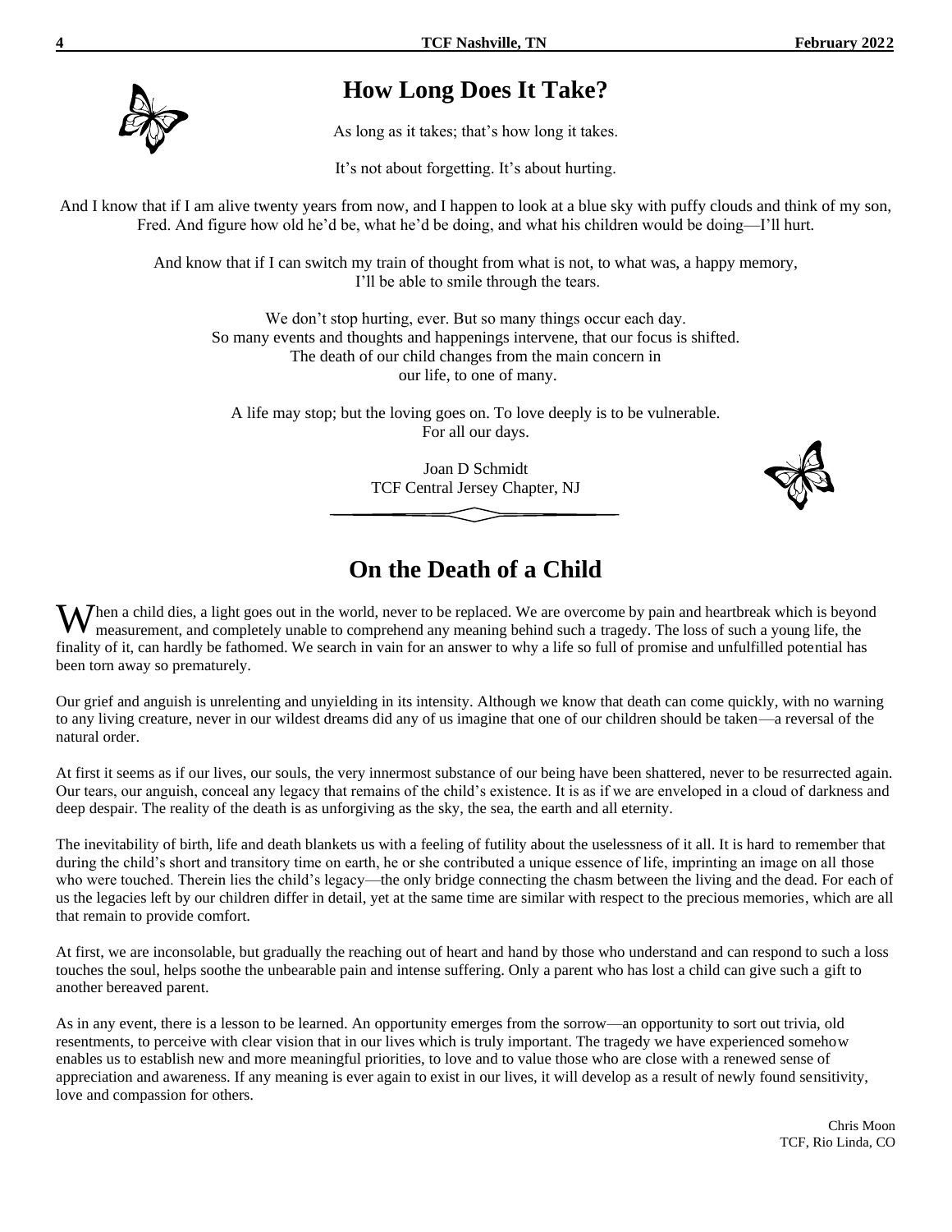# How Long Does It Take?

As long as it takes; that's how long it takes.

It's not about forgetting. It's about hurting.

And I know that if I am alive twenty years from now, and I happen to look at a blue sky with puffy clouds and think of my son, Fred. And figure how old he'd be, what he'd be doing, and what his children would be doing—I'll hurt.

And know that if I can switch my train of thought from what is not, to what was, a happy memory, I'll be able to smile through the tears.

We don't stop hurting, ever. But so many things occur each day. So many events and thoughts and happenings intervene, that our focus is shifted. The death of our child changes from the main concern in our life, to one of many.

A life may stop; but the loving goes on. To love deeply is to be vulnerable. For all our days.

Joan D Schmidt
TCF Central Jersey Chapter, NJ

# On the Death of a Child

When a child dies, a light goes out in the world, never to be replaced. We are overcome by pain and heartbreak which is beyond measurement, and completely unable to comprehend any meaning behind such a tragedy. The loss of such a young life, the finality of it, can hardly be fathomed. We search in vain for an answer to why a life so full of promise and unfulfilled potential has been torn away so prematurely.

Our grief and anguish is unrelenting and unyielding in its intensity. Although we know that death can come quickly, with no warning to any living creature, never in our wildest dreams did any of us imagine that one of our children should be taken—a reversal of the natural order.

At first it seems as if our lives, our souls, the very innermost substance of our being have been shattered, never to be resurrected again. Our tears, our anguish, conceal any legacy that remains of the child's existence. It is as if we are enveloped in a cloud of darkness and deep despair. The reality of the death is as unforgiving as the sky, the sea, the earth and all eternity.

The inevitability of birth, life and death blankets us with a feeling of futility about the uselessness of it all. It is hard to remember that during the child's short and transitory time on earth, he or she contributed a unique essence of life, imprinting an image on all those who were touched. Therein lies the child's legacy—the only bridge connecting the chasm between the living and the dead. For each of us the legacies left by our children differ in detail, yet at the same time are similar with respect to the precious memories, which are all that remain to provide comfort.

At first, we are inconsolable, but gradually the reaching out of heart and hand by those who understand and can respond to such a loss touches the soul, helps soothe the unbearable pain and intense suffering. Only a parent who has lost a child can give such a gift to another bereaved parent.

As in any event, there is a lesson to be learned. An opportunity emerges from the sorrow—an opportunity to sort out trivia, old resentments, to perceive with clear vision that in our lives which is truly important. The tragedy we have experienced somehow enables us to establish new and more meaningful priorities, to love and to value those who are close with a renewed sense of appreciation and awareness. If any meaning is ever again to exist in our lives, it will develop as a result of newly found sensitivity, love and compassion for others.

Chris Moon
TCF, Rio Linda, CO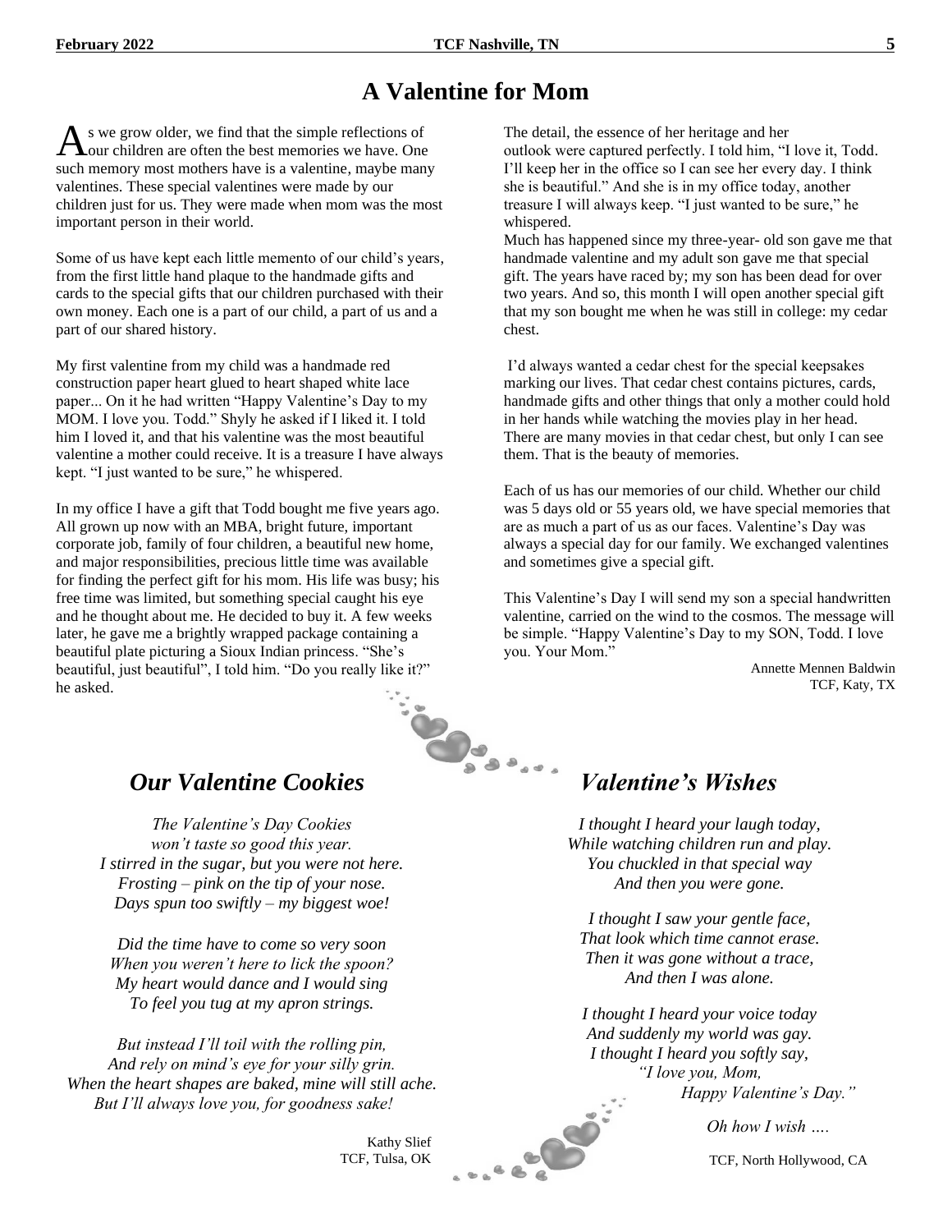# A Valentine for Mom

As we grow older, we find that the simple reflections of our children are often the best memories we have. One such memory most mothers have is a valentine, maybe many valentines. These special valentines were made by our children just for us. They were made when mom was the most important person in their world.

Some of us have kept each little memento of our child's years, from the first little hand plaque to the handmade gifts and cards to the special gifts that our children purchased with their own money. Each one is a part of our child, a part of us and a part of our shared history.

My first valentine from my child was a handmade red construction paper heart glued to heart shaped white lace paper... On it he had written "Happy Valentine's Day to my MOM. I love you. Todd." Shyly he asked if I liked it. I told him I loved it, and that his valentine was the most beautiful valentine a mother could receive. It is a treasure I have always kept. "I just wanted to be sure," he whispered.

In my office I have a gift that Todd bought me five years ago. All grown up now with an MBA, bright future, important corporate job, family of four children, a beautiful new home, and major responsibilities, precious little time was available for finding the perfect gift for his mom. His life was busy; his free time was limited, but something special caught his eye and he thought about me. He decided to buy it. A few weeks later, he gave me a brightly wrapped package containing a beautiful plate picturing a Sioux Indian princess. "She's beautiful, just beautiful", I told him. "Do you really like it?" he asked.

The detail, the essence of her heritage and her outlook were captured perfectly. I told him, "I love it, Todd. I'll keep her in the office so I can see her every day. I think she is beautiful." And she is in my office today, another treasure I will always keep. "I just wanted to be sure," he whispered.

Much has happened since my three-year- old son gave me that handmade valentine and my adult son gave me that special gift. The years have raced by; my son has been dead for over two years. And so, this month I will open another special gift that my son bought me when he was still in college: my cedar chest.

I'd always wanted a cedar chest for the special keepsakes marking our lives. That cedar chest contains pictures, cards, handmade gifts and other things that only a mother could hold in her hands while watching the movies play in her head. There are many movies in that cedar chest, but only I can see them. That is the beauty of memories.

Each of us has our memories of our child. Whether our child was 5 days old or 55 years old, we have special memories that are as much a part of us as our faces. Valentine's Day was always a special day for our family. We exchanged valentines and sometimes give a special gift.

This Valentine's Day I will send my son a special handwritten valentine, carried on the wind to the cosmos. The message will be simple. "Happy Valentine's Day to my SON, Todd. I love you. Your Mom."

Annette Mennen Baldwin
TCF, Katy, TX

## *Our Valentine Cookies*

*The Valentine's Day Cookies*
*won't taste so good this year.*
*I stirred in the sugar, but you were not here.*
*Frosting – pink on the tip of your nose.*
*Days spun too swiftly – my biggest woe!*

*Did the time have to come so very soon*
*When you weren't here to lick the spoon?*
*My heart would dance and I would sing*
*To feel you tug at my apron strings.*

*But instead I'll toil with the rolling pin,*
*And rely on mind's eye for your silly grin.*
*When the heart shapes are baked, mine will still ache.*
*But I'll always love you, for goodness sake!*

Kathy Slief
TCF, Tulsa, OK

## *Valentine's Wishes*

*I thought I heard your laugh today,*
*While watching children run and play.*
*You chuckled in that special way*
*And then you were gone.*

*I thought I saw your gentle face,*
*That look which time cannot erase.*
*Then it was gone without a trace,*
*And then I was alone.*

*I thought I heard your voice today*
*And suddenly my world was gay.*
*I thought I heard you softly say,*
*"I love you, Mom,*
*Happy Valentine's Day."*

*Oh how I wish ….*

TCF, North Hollywood, CA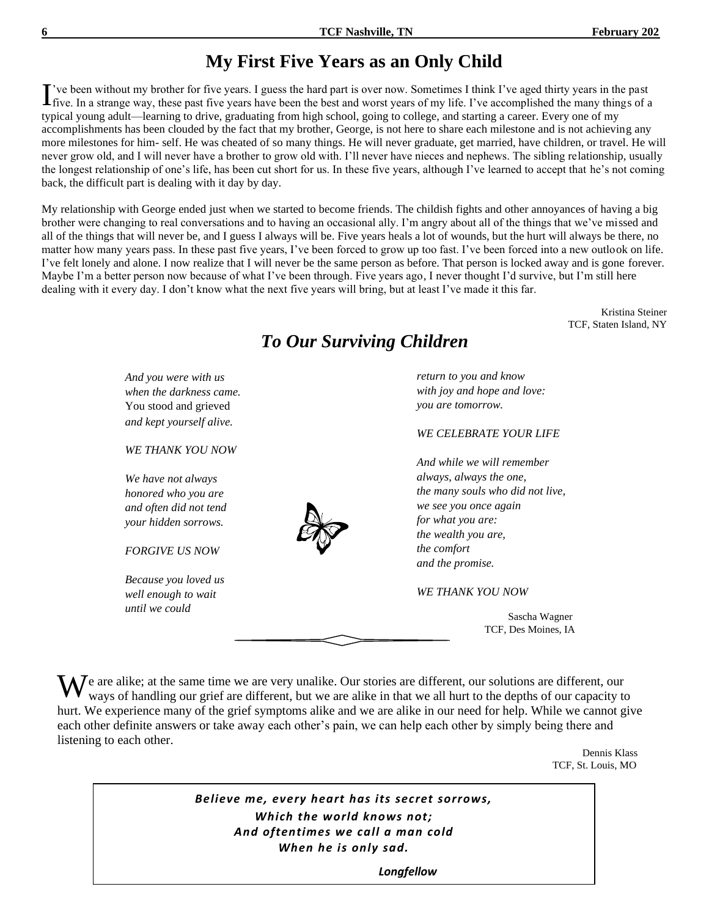# My First Five Years as an Only Child

I've been without my brother for five years. I guess the hard part is over now. Sometimes I think I've aged thirty years in the past five. In a strange way, these past five years have been the best and worst years of my life. I've accomplished the many things of a typical young adult—learning to drive, graduating from high school, going to college, and starting a career. Every one of my accomplishments has been clouded by the fact that my brother, George, is not here to share each milestone and is not achieving any more milestones for him- self. He was cheated of so many things. He will never graduate, get married, have children, or travel. He will never grow old, and I will never have a brother to grow old with. I'll never have nieces and nephews. The sibling relationship, usually the longest relationship of one's life, has been cut short for us. In these five years, although I've learned to accept that he's not coming back, the difficult part is dealing with it day by day.

My relationship with George ended just when we started to become friends. The childish fights and other annoyances of having a big brother were changing to real conversations and to having an occasional ally. I'm angry about all of the things that we've missed and all of the things that will never be, and I guess I always will be. Five years heals a lot of wounds, but the hurt will always be there, no matter how many years pass. In these past five years, I've been forced to grow up too fast. I've been forced into a new outlook on life. I've felt lonely and alone. I now realize that I will never be the same person as before. That person is locked away and is gone forever. Maybe I'm a better person now because of what I've been through. Five years ago, I never thought I'd survive, but I'm still here dealing with it every day. I don't know what the next five years will bring, but at least I've made it this far.

Kristina Steiner
TCF, Staten Island, NY

## *To Our Surviving Children*

*And you were with us*
*when the darkness came.*
You stood and grieved
*and kept yourself alive.*

*WE THANK YOU NOW*

*We have not always*
*honored who you are*
*and often did not tend*
*your hidden sorrows.*

*FORGIVE US NOW*

*Because you loved us*
*well enough to wait*
*until we could*
*return to you and know*
*with joy and hope and love:*
*you are tomorrow.*

*WE CELEBRATE YOUR LIFE*

*And while we will remember*
*always, always the one,*
*the many souls who did not live,*
*we see you once again*
*for what you are:*
*the wealth you are,*
*the comfort*
*and the promise.*

*WE THANK YOU NOW*

Sascha Wagner
TCF, Des Moines, IA

We are alike; at the same time we are very unalike. Our stories are different, our solutions are different, our ways of handling our grief are different, but we are alike in that we all hurt to the depths of our capacity to hurt. We experience many of the grief symptoms alike and we are alike in our need for help. While we cannot give each other definite answers or take away each other's pain, we can help each other by simply being there and listening to each other.

Dennis Klass
TCF, St. Louis, MO

***Believe me, every heart has its secret sorrows,***
***Which the world knows not;***
***And oftentimes we call a man cold***
***When he is only sad.***

***Longfellow***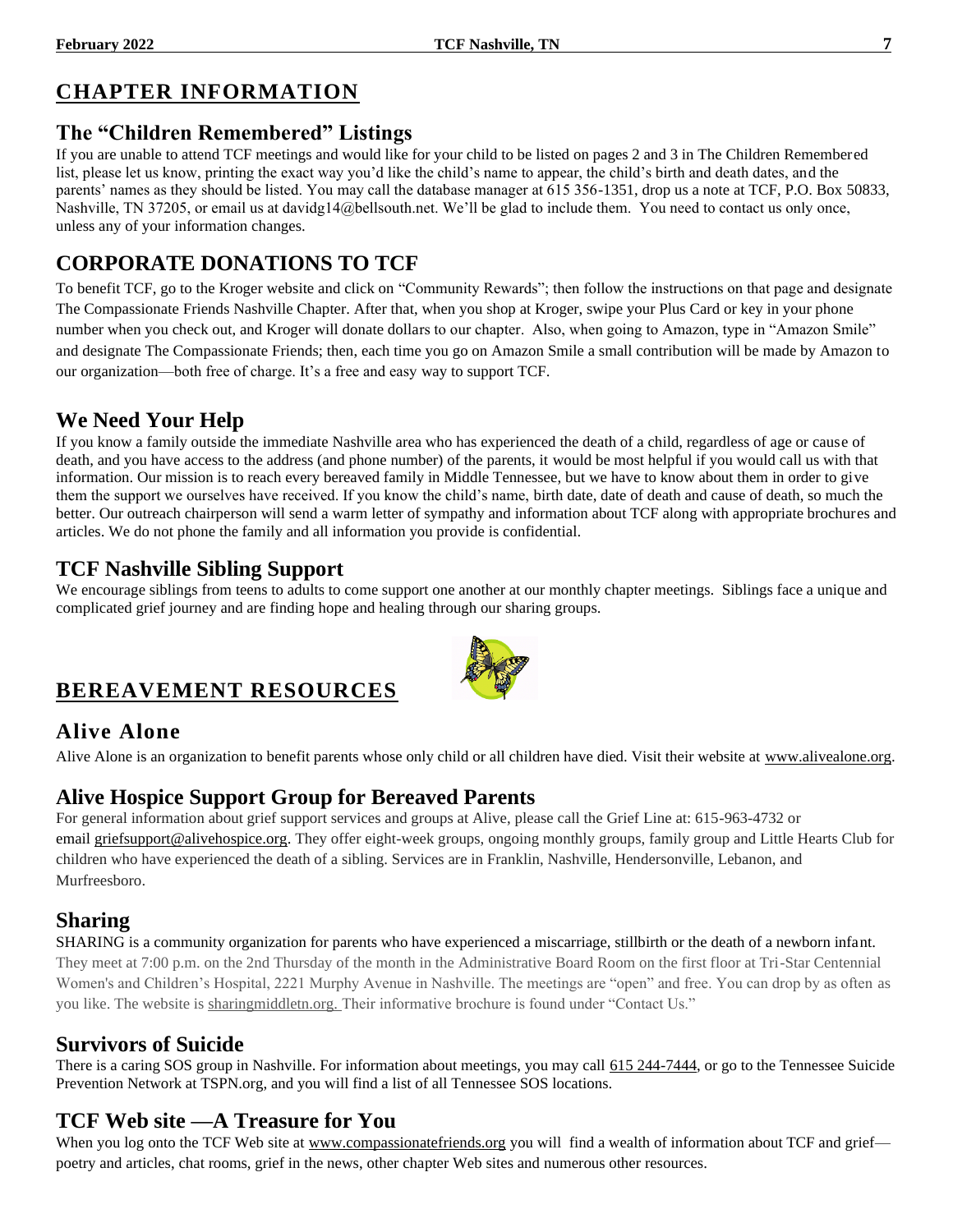# CHAPTER INFORMATION

## The "Children Remembered" Listings

If you are unable to attend TCF meetings and would like for your child to be listed on pages 2 and 3 in The Children Remembered list, please let us know, printing the exact way you'd like the child's name to appear, the child's birth and death dates, and the parents' names as they should be listed. You may call the database manager at 615 356-1351, drop us a note at TCF, P.O. Box 50833, Nashville, TN 37205, or email us at davidg14@bellsouth.net. We'll be glad to include them. You need to contact us only once, unless any of your information changes.

## CORPORATE DONATIONS TO TCF

To benefit TCF, go to the Kroger website and click on "Community Rewards"; then follow the instructions on that page and designate The Compassionate Friends Nashville Chapter. After that, when you shop at Kroger, swipe your Plus Card or key in your phone number when you check out, and Kroger will donate dollars to our chapter. Also, when going to Amazon, type in "Amazon Smile" and designate The Compassionate Friends; then, each time you go on Amazon Smile a small contribution will be made by Amazon to our organization—both free of charge. It's a free and easy way to support TCF.

## We Need Your Help

If you know a family outside the immediate Nashville area who has experienced the death of a child, regardless of age or cause of death, and you have access to the address (and phone number) of the parents, it would be most helpful if you would call us with that information. Our mission is to reach every bereaved family in Middle Tennessee, but we have to know about them in order to give them the support we ourselves have received. If you know the child's name, birth date, date of death and cause of death, so much the better. Our outreach chairperson will send a warm letter of sympathy and information about TCF along with appropriate brochures and articles. We do not phone the family and all information you provide is confidential.

## TCF Nashville Sibling Support

We encourage siblings from teens to adults to come support one another at our monthly chapter meetings. Siblings face a unique and complicated grief journey and are finding hope and healing through our sharing groups.

# BEREAVEMENT RESOURCES

## Alive Alone

Alive Alone is an organization to benefit parents whose only child or all children have died. Visit their website at www.alivealone.org.

## Alive Hospice Support Group for Bereaved Parents

For general information about grief support services and groups at Alive, please call the Grief Line at: 615-963-4732 or email griefsupport@alivehospice.org. They offer eight-week groups, ongoing monthly groups, family group and Little Hearts Club for children who have experienced the death of a sibling. Services are in Franklin, Nashville, Hendersonville, Lebanon, and Murfreesboro.

## Sharing

SHARING is a community organization for parents who have experienced a miscarriage, stillbirth or the death of a newborn infant. They meet at 7:00 p.m. on the 2nd Thursday of the month in the Administrative Board Room on the first floor at Tri-Star Centennial Women's and Children's Hospital, 2221 Murphy Avenue in Nashville. The meetings are "open" and free. You can drop by as often as you like. The website is sharingmiddletn.org. Their informative brochure is found under "Contact Us."

## Survivors of Suicide

There is a caring SOS group in Nashville. For information about meetings, you may call 615 244-7444, or go to the Tennessee Suicide Prevention Network at TSPN.org, and you will find a list of all Tennessee SOS locations.

## TCF Web site —A Treasure for You

When you log onto the TCF Web site at www.compassionatefriends.org you will find a wealth of information about TCF and grief—poetry and articles, chat rooms, grief in the news, other chapter Web sites and numerous other resources.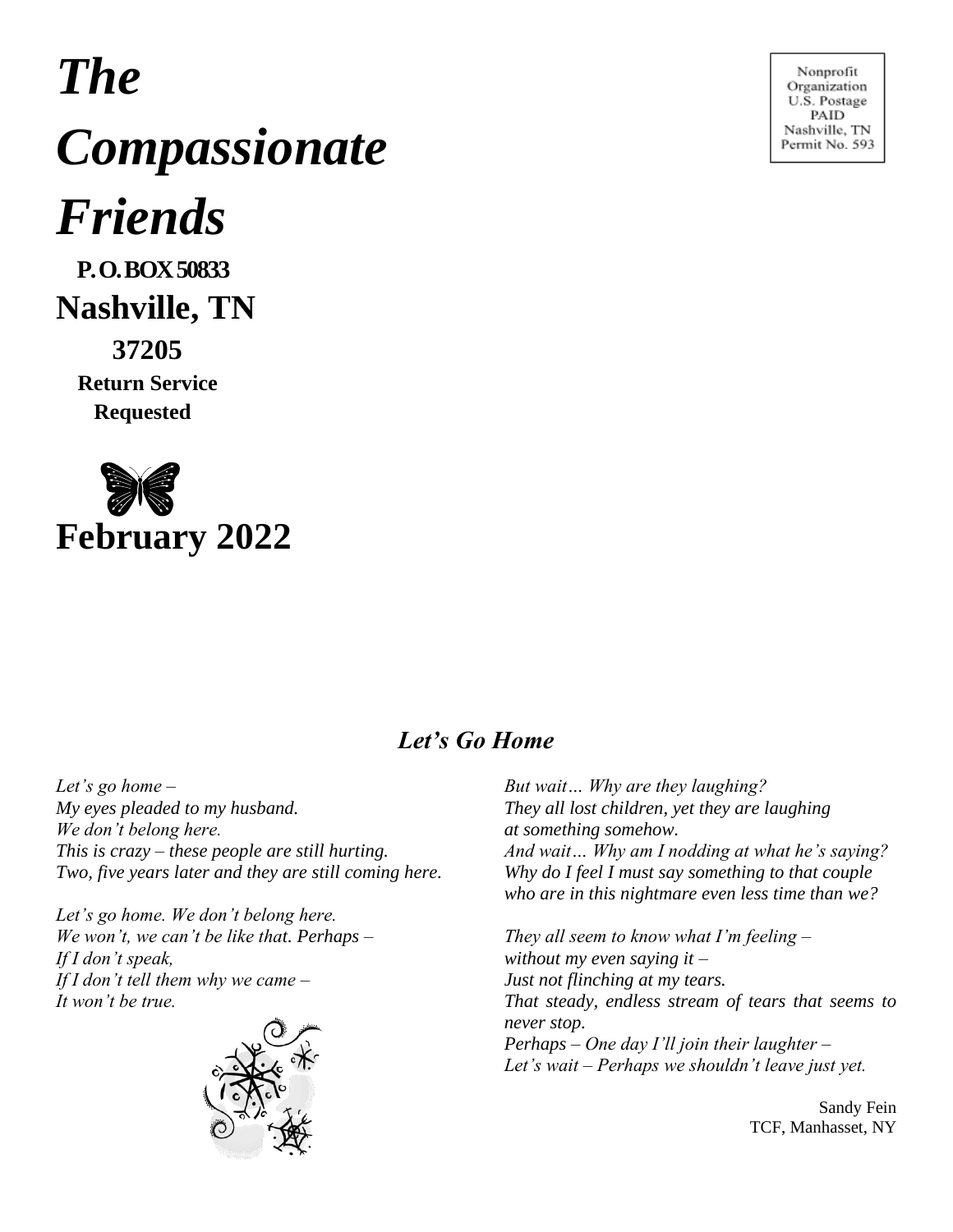# *The Compassionate Friends*

**P.O. BOX 50833**
**Nashville, TN**
**37205**
**Return Service Requested**

Nonprofit Organization
U.S. Postage
PAID
Nashville, TN
Permit No. 593

# February 2022

## *Let's Go Home*

*Let's go home –*
*My eyes pleaded to my husband.*
*We don't belong here.*
*This is crazy – these people are still hurting.*
*Two, five years later and they are still coming here.*

*Let's go home. We don't belong here.*
*We won't, we can't be like that. Perhaps –*
*If I don't speak,*
*If I don't tell them why we came –*
*It won't be true.*

*But wait… Why are they laughing?*
*They all lost children, yet they are laughing*
*at something somehow.*
*And wait… Why am I nodding at what he's saying?*
*Why do I feel I must say something to that couple*
*who are in this nightmare even less time than we?*

*They all seem to know what I'm feeling –*
*without my even saying it –*
*Just not flinching at my tears.*
*That steady, endless stream of tears that seems to never stop.*
*Perhaps – One day I'll join their laughter –*
*Let's wait – Perhaps we shouldn't leave just yet.*

Sandy Fein
TCF, Manhasset, NY